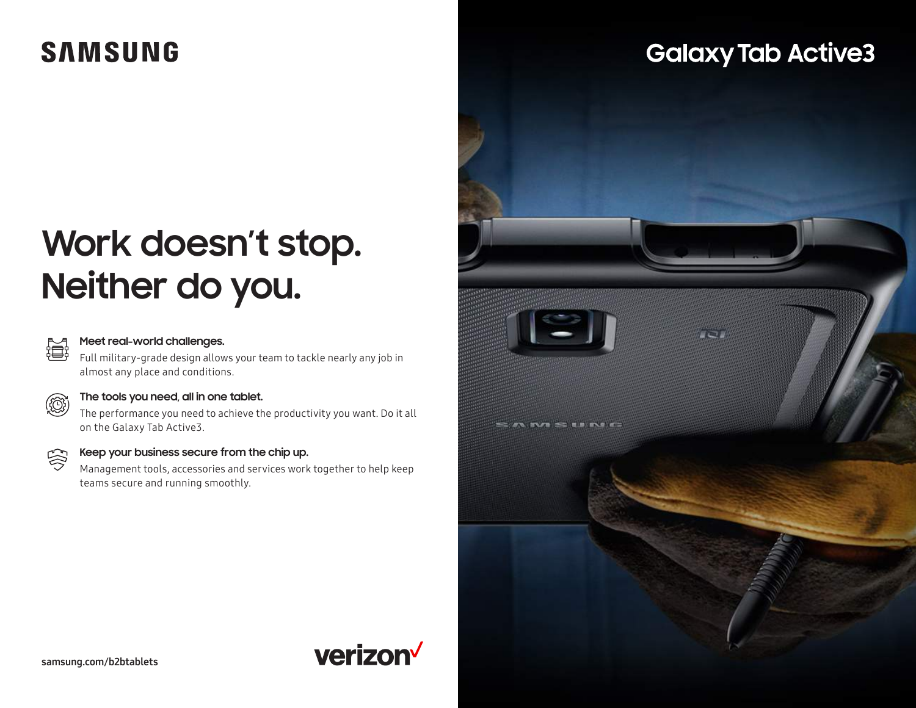SAMSUNG

# Galaxy Tab Active3

# Work doesn't stop. Neither do you.

**Meet real-world challenges.**
Full military-grade design allows your team to tackle nearly any job in almost any place and conditions.

**The tools you need, all in one tablet.**
The performance you need to achieve the productivity you want. Do it all on the Galaxy Tab Active3.

**Keep your business secure from the chip up.**
Management tools, accessories and services work together to help keep teams secure and running smoothly.

samsung.com/b2btablets

verizon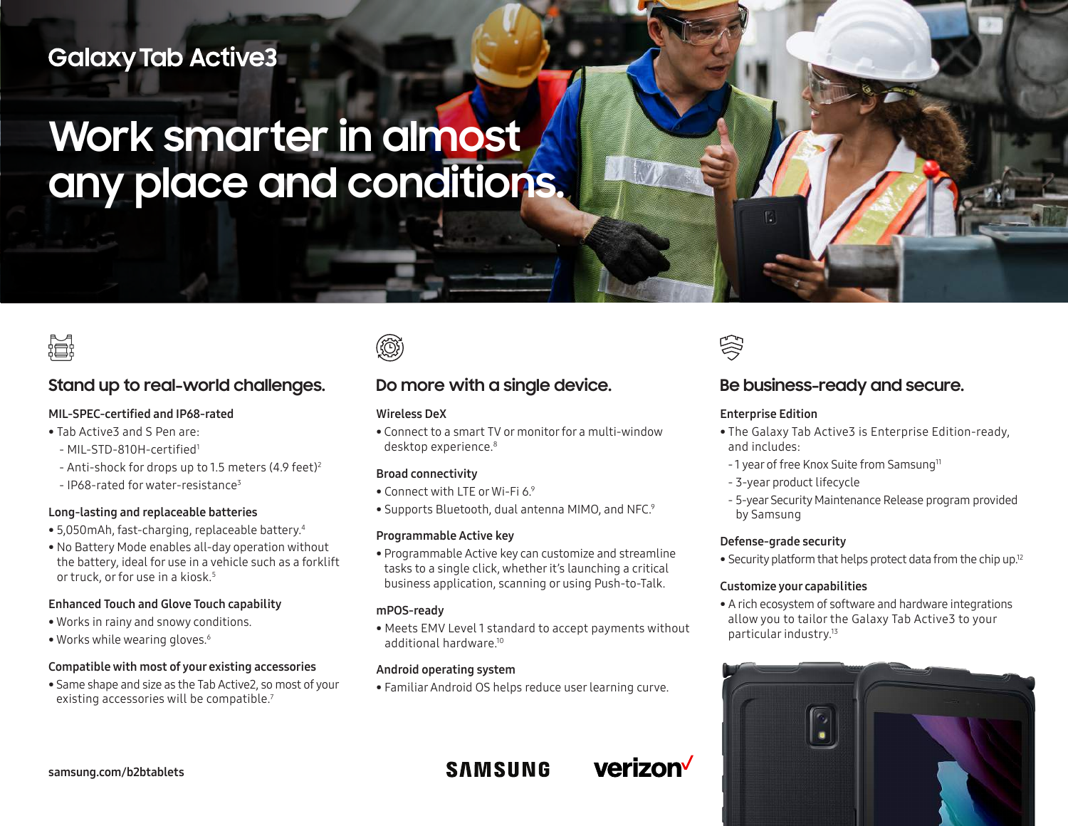Galaxy Tab Active3

# Work smarter in almost any place and conditions.

## Stand up to real-world challenges.

### MIL-SPEC-certified and IP68-rated

- Tab Active3 and S Pen are:
  - MIL-STD-810H-certified[1]
  - Anti-shock for drops up to 1.5 meters (4.9 feet)[2]
  - IP68-rated for water-resistance[3]

### Long-lasting and replaceable batteries

- 5,050mAh, fast-charging, replaceable battery.[4]
- No Battery Mode enables all-day operation without the battery, ideal for use in a vehicle such as a forklift or truck, or for use in a kiosk.[5]

### Enhanced Touch and Glove Touch capability

- Works in rainy and snowy conditions.
- Works while wearing gloves.[6]

### Compatible with most of your existing accessories

- Same shape and size as the Tab Active2, so most of your existing accessories will be compatible.[7]

## Do more with a single device.

### Wireless DeX

- Connect to a smart TV or monitor for a multi-window desktop experience.[8]

### Broad connectivity

- Connect with LTE or Wi-Fi 6.[9]
- Supports Bluetooth, dual antenna MIMO, and NFC.[9]

### Programmable Active key

- Programmable Active key can customize and streamline tasks to a single click, whether it's launching a critical business application, scanning or using Push-to-Talk.

### mPOS-ready

- Meets EMV Level 1 standard to accept payments without additional hardware.[10]

### Android operating system

- Familiar Android OS helps reduce user learning curve.

## Be business-ready and secure.

### Enterprise Edition

- The Galaxy Tab Active3 is Enterprise Edition-ready, and includes:
  - 1 year of free Knox Suite from Samsung[11]
  - 3-year product lifecycle
  - 5-year Security Maintenance Release program provided by Samsung

### Defense-grade security

- Security platform that helps protect data from the chip up.[12]

### Customize your capabilities

- A rich ecosystem of software and hardware integrations allow you to tailor the Galaxy Tab Active3 to your particular industry.[13]

samsung.com/b2btablets

SAMSUNG verizon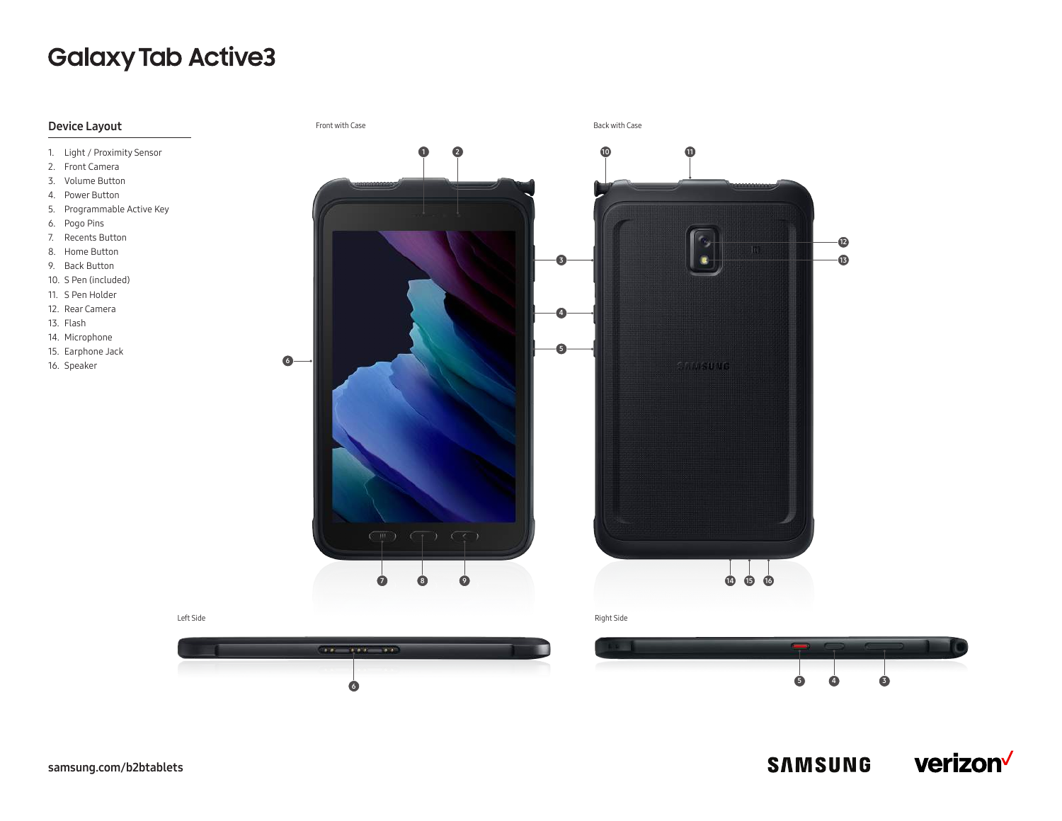# Galaxy Tab Active3

## Device Layout

1. Light / Proximity Sensor
2. Front Camera
3. Volume Button
4. Power Button
5. Programmable Active Key
6. Pogo Pins
7. Recents Button
8. Home Button
9. Back Button
10. S Pen (included)
11. S Pen Holder
12. Rear Camera
13. Flash
14. Microphone
15. Earphone Jack
16. Speaker

Front with Case

Back with Case

Left Side

Right Side

samsung.com/b2btablets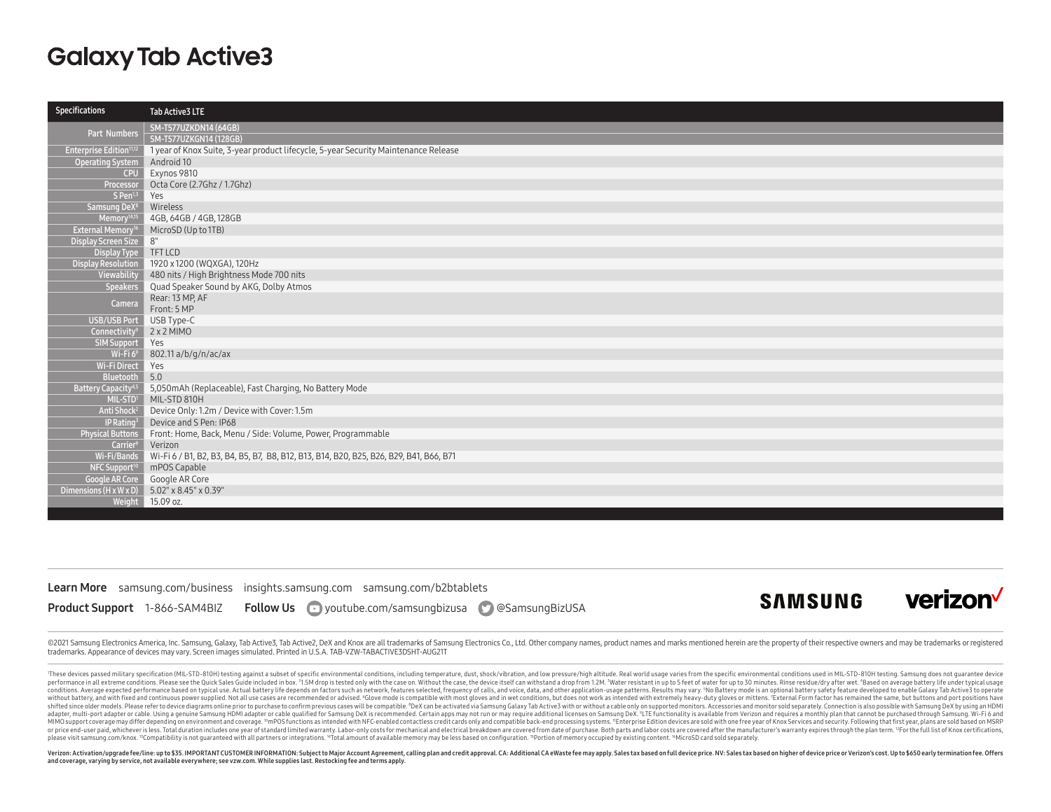# Galaxy Tab Active3

| Specifications | Tab Active3 LTE |
|---|---|
| Part Numbers | SM-T577UZKDN14 (64GB)<br>SM-T577UZKGN14 (128GB) |
| Enterprise Edition[11,12] | 1 year of Knox Suite, 3-year product lifecycle, 5-year Security Maintenance Release |
| Operating System | Android 10 |
| CPU | Exynos 9810 |
| Processor | Octa Core (2.7Ghz / 1.7Ghz) |
| S Pen[1,3] | Yes |
| Samsung DeX[8] | Wireless |
| Memory[14,15] | 4GB, 64GB / 4GB, 128GB |
| External Memory[16] | MicroSD (Up to 1TB) |
| Display Screen Size | 8" |
| Display Type | TFT LCD |
| Display Resolution | 1920 x 1200 (WQXGA), 120Hz |
| Viewability | 480 nits / High Brightness Mode 700 nits |
| Speakers | Quad Speaker Sound by AKG, Dolby Atmos |
| Camera | Rear: 13 MP, AF<br>Front: 5 MP |
| USB/USB Port | USB Type-C |
| Connectivity[9] | 2 x 2 MIMO |
| SIM Support | Yes |
| Wi-Fi 6[9] | 802.11 a/b/g/n/ac/ax |
| Wi-Fi Direct | Yes |
| Bluetooth | 5.0 |
| Battery Capacity[4,5] | 5,050mAh (Replaceable), Fast Charging, No Battery Mode |
| MIL-STD[1] | MIL-STD 810H |
| Anti Shock[2] | Device Only: 1.2m / Device with Cover: 1.5m |
| IP Rating[3] | Device and S Pen: IP68 |
| Physical Buttons | Front: Home, Back, Menu / Side: Volume, Power, Programmable |
| Carrier[9] | Verizon |
| Wi-Fi/Bands | Wi-Fi 6 / B1, B2, B3, B4, B5, B7, B8, B12, B13, B14, B20, B25, B26, B29, B41, B66, B71 |
| NFC Support[10] | mPOS Capable |
| Google AR Core | Google AR Core |
| Dimensions (H x W x D) | 5.02" x 8.45" x 0.39" |
| Weight | 15.09 oz. |

**Learn More** samsung.com/business insights.samsung.com samsung.com/b2btablets

**Product Support** 1-866-SAM4BIZ **Follow Us** youtube.com/samsungbizusa @SamsungBizUSA

SAMSUNG verizon

©2021 Samsung Electronics America, Inc. Samsung, Galaxy, Tab Active3, Tab Active2, DeX and Knox are all trademarks of Samsung Electronics Co., Ltd. Other company names, product names and marks mentioned herein are the property of their respective owners and may be trademarks or registered trademarks. Appearance of devices may vary. Screen images simulated. Printed in U.S.A. TAB-VZW-TABACTIVE3DSHT-AUG21T

[1]These devices passed military specification (MIL-STD-810H) testing against a subset of specific environmental conditions, including temperature, dust, shock/vibration, and low pressure/high altitude. Real world usage varies from the specific environmental conditions used in MIL-STD-810H testing. Samsung does not guarantee device performance in all extreme conditions. Please see the Quick Sales Guide included in box. [2]1.5M drop is tested only with the case on. Without the case, the device itself can withstand a drop from 1.2M. [3]Water resistant in up to 5 feet of water for up to 30 minutes. Rinse residue/dry after wet. [4]Based on average battery life under typical usage conditions. Average expected performance based on typical use. Actual battery life depends on factors such as network, features selected, frequency of calls, and voice, data, and other application-usage patterns. Results may vary. [5]No Battery mode is an optional battery safety feature developed to enable Galaxy Tab Active3 to operate without battery, and with fixed and continuous power supplied. Not all use cases are recommended or advised. [6]Glove mode is compatible with most gloves and in wet conditions, but does not work as intended with extremely heavy-duty gloves or mittens. [7]External Form factor has remained the same, but buttons and port positions have shifted since older models. Please refer to device diagrams online prior to purchase to confirm previous cases will be compatible. [8]DeX can be activated via Samsung Galaxy Tab Active3 with or without a cable only on supported monitors. Accessories and monitor sold separately. Connection is also possible with Samsung DeX by using an HDMI adapter, multi-port adapter or cable. Using a genuine Samsung HDMI adapter or cable qualified for Samsung DeX is recommended. Certain apps may not run or may require additional licenses on Samsung DeX. [9]LTE functionality is available from Verizon and requires a monthly plan that cannot be purchased through Samsung. Wi-Fi 6 and MIMO support coverage may differ depending on environment and coverage. [10]mPOS functions as intended with NFC-enabled contactless credit cards only and compatible back-end processing systems. [11]Enterprise Edition devices are sold with one free year of Knox Services and security. Following that first year, plans are sold based on MSRP or price end-user paid, whichever is less. Total duration includes one year of standard limited warranty. Labor-only costs for mechanical and electrical breakdown are covered from date of purchase. Both parts and labor costs are covered after the manufacturer's warranty expires through the plan term. [12]For the full list of Knox certifications, please visit samsung.com/knox. [13]Compatibility is not guaranteed with all partners or integrations. [14]Total amount of available memory may be less based on configuration. [15]Portion of memory occupied by existing content. [16]MicroSD card sold separately.

**Verizon: Activation/upgrade fee/line: up to $35. IMPORTANT CUSTOMER INFORMATION: Subject to Major Account Agreement, calling plan and credit approval. CA: Additional CA eWaste fee may apply. Sales tax based on full device price. NV: Sales tax based on higher of device price or Verizon's cost. Up to $650 early termination fee. Offers and coverage, varying by service, not available everywhere; see vzw.com. While supplies last. Restocking fee and terms apply.**